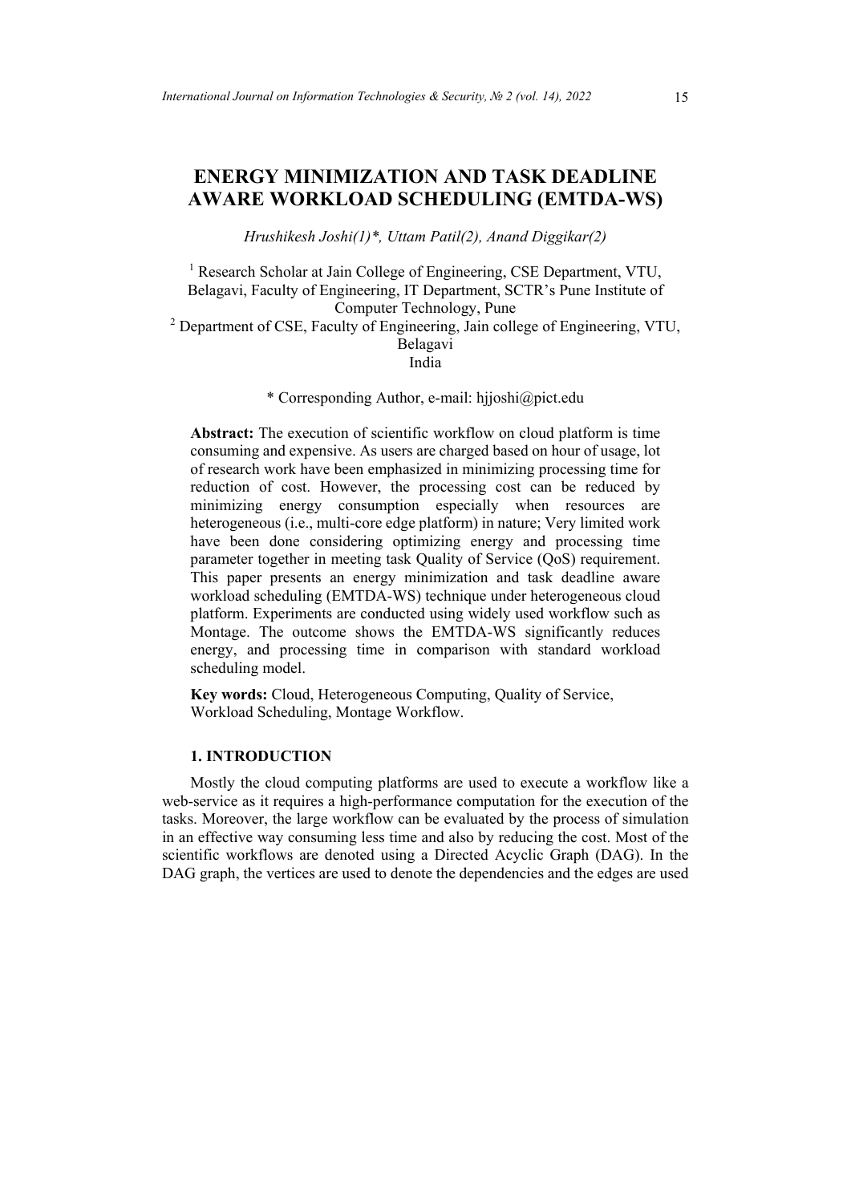# ENERGY MINIMIZATION AND TASK DEADLINE AWARE WORKLOAD SCHEDULING (EMTDA-WS)

*Hrushikesh Joshi(1)\*, Uttam Patil(2), Anand Diggikar(2)*

[1] Research Scholar at Jain College of Engineering, CSE Department, VTU, Belagavi, Faculty of Engineering, IT Department, SCTR's Pune Institute of Computer Technology, Pune

[2] Department of CSE, Faculty of Engineering, Jain college of Engineering, VTU, Belagavi

India

\* Corresponding Author, e-mail: hjjoshi@pict.edu

**Abstract:** The execution of scientific workflow on cloud platform is time consuming and expensive. As users are charged based on hour of usage, lot of research work have been emphasized in minimizing processing time for reduction of cost. However, the processing cost can be reduced by minimizing energy consumption especially when resources are heterogeneous (i.e., multi-core edge platform) in nature; Very limited work have been done considering optimizing energy and processing time parameter together in meeting task Quality of Service (QoS) requirement. This paper presents an energy minimization and task deadline aware workload scheduling (EMTDA-WS) technique under heterogeneous cloud platform. Experiments are conducted using widely used workflow such as Montage. The outcome shows the EMTDA-WS significantly reduces energy, and processing time in comparison with standard workload scheduling model.

**Key words:** Cloud, Heterogeneous Computing, Quality of Service, Workload Scheduling, Montage Workflow.

## 1. INTRODUCTION

Mostly the cloud computing platforms are used to execute a workflow like a web-service as it requires a high-performance computation for the execution of the tasks. Moreover, the large workflow can be evaluated by the process of simulation in an effective way consuming less time and also by reducing the cost. Most of the scientific workflows are denoted using a Directed Acyclic Graph (DAG). In the DAG graph, the vertices are used to denote the dependencies and the edges are used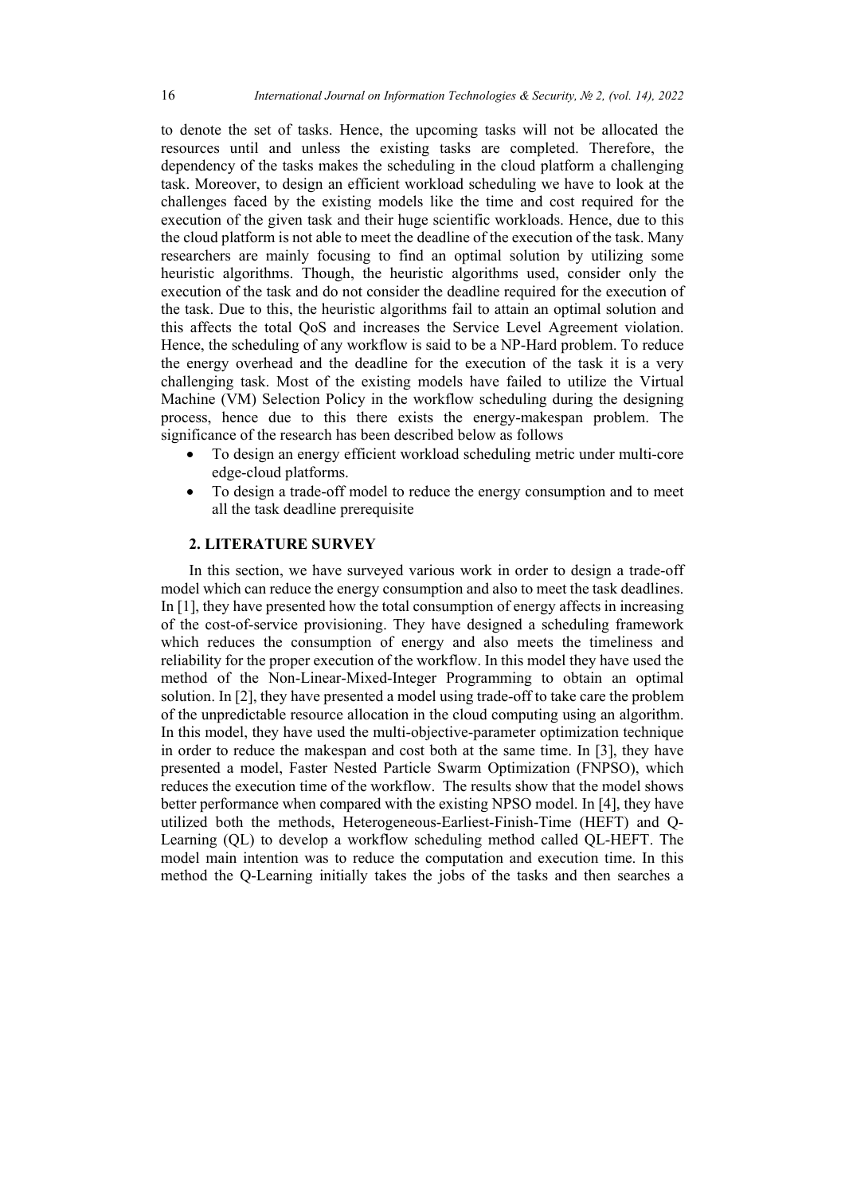to denote the set of tasks. Hence, the upcoming tasks will not be allocated the resources until and unless the existing tasks are completed. Therefore, the dependency of the tasks makes the scheduling in the cloud platform a challenging task. Moreover, to design an efficient workload scheduling we have to look at the challenges faced by the existing models like the time and cost required for the execution of the given task and their huge scientific workloads. Hence, due to this the cloud platform is not able to meet the deadline of the execution of the task. Many researchers are mainly focusing to find an optimal solution by utilizing some heuristic algorithms. Though, the heuristic algorithms used, consider only the execution of the task and do not consider the deadline required for the execution of the task. Due to this, the heuristic algorithms fail to attain an optimal solution and this affects the total QoS and increases the Service Level Agreement violation. Hence, the scheduling of any workflow is said to be a NP-Hard problem. To reduce the energy overhead and the deadline for the execution of the task it is a very challenging task. Most of the existing models have failed to utilize the Virtual Machine (VM) Selection Policy in the workflow scheduling during the designing process, hence due to this there exists the energy-makespan problem. The significance of the research has been described below as follows

- To design an energy efficient workload scheduling metric under multi-core edge-cloud platforms.
- To design a trade-off model to reduce the energy consumption and to meet all the task deadline prerequisite

## 2. LITERATURE SURVEY

In this section, we have surveyed various work in order to design a trade-off model which can reduce the energy consumption and also to meet the task deadlines. In [1], they have presented how the total consumption of energy affects in increasing of the cost-of-service provisioning. They have designed a scheduling framework which reduces the consumption of energy and also meets the timeliness and reliability for the proper execution of the workflow. In this model they have used the method of the Non-Linear-Mixed-Integer Programming to obtain an optimal solution. In [2], they have presented a model using trade-off to take care the problem of the unpredictable resource allocation in the cloud computing using an algorithm. In this model, they have used the multi-objective-parameter optimization technique in order to reduce the makespan and cost both at the same time. In [3], they have presented a model, Faster Nested Particle Swarm Optimization (FNPSO), which reduces the execution time of the workflow. The results show that the model shows better performance when compared with the existing NPSO model. In [4], they have utilized both the methods, Heterogeneous-Earliest-Finish-Time (HEFT) and Q-Learning (QL) to develop a workflow scheduling method called QL-HEFT. The model main intention was to reduce the computation and execution time. In this method the Q-Learning initially takes the jobs of the tasks and then searches a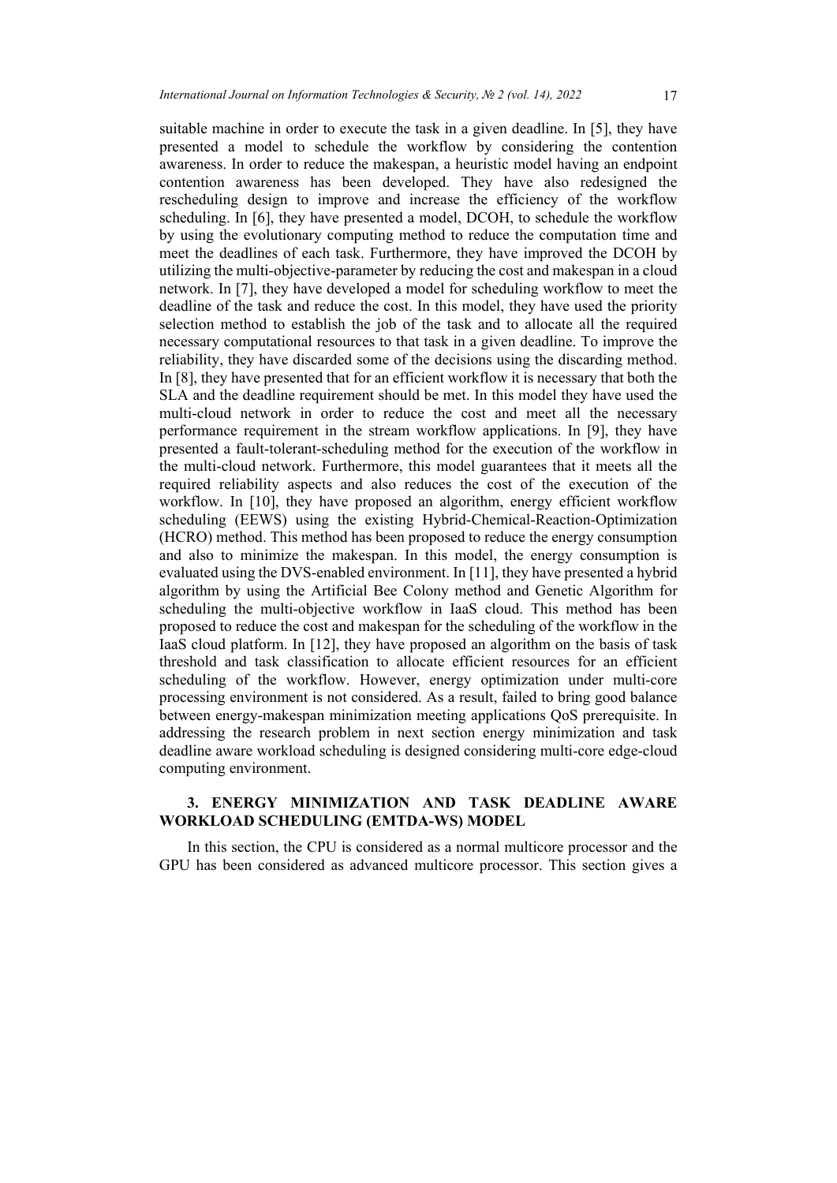suitable machine in order to execute the task in a given deadline. In [5], they have presented a model to schedule the workflow by considering the contention awareness. In order to reduce the makespan, a heuristic model having an endpoint contention awareness has been developed. They have also redesigned the rescheduling design to improve and increase the efficiency of the workflow scheduling. In [6], they have presented a model, DCOH, to schedule the workflow by using the evolutionary computing method to reduce the computation time and meet the deadlines of each task. Furthermore, they have improved the DCOH by utilizing the multi-objective-parameter by reducing the cost and makespan in a cloud network. In [7], they have developed a model for scheduling workflow to meet the deadline of the task and reduce the cost. In this model, they have used the priority selection method to establish the job of the task and to allocate all the required necessary computational resources to that task in a given deadline. To improve the reliability, they have discarded some of the decisions using the discarding method. In [8], they have presented that for an efficient workflow it is necessary that both the SLA and the deadline requirement should be met. In this model they have used the multi-cloud network in order to reduce the cost and meet all the necessary performance requirement in the stream workflow applications. In [9], they have presented a fault-tolerant-scheduling method for the execution of the workflow in the multi-cloud network. Furthermore, this model guarantees that it meets all the required reliability aspects and also reduces the cost of the execution of the workflow. In [10], they have proposed an algorithm, energy efficient workflow scheduling (EEWS) using the existing Hybrid-Chemical-Reaction-Optimization (HCRO) method. This method has been proposed to reduce the energy consumption and also to minimize the makespan. In this model, the energy consumption is evaluated using the DVS-enabled environment. In [11], they have presented a hybrid algorithm by using the Artificial Bee Colony method and Genetic Algorithm for scheduling the multi-objective workflow in IaaS cloud. This method has been proposed to reduce the cost and makespan for the scheduling of the workflow in the IaaS cloud platform. In [12], they have proposed an algorithm on the basis of task threshold and task classification to allocate efficient resources for an efficient scheduling of the workflow. However, energy optimization under multi-core processing environment is not considered. As a result, failed to bring good balance between energy-makespan minimization meeting applications QoS prerequisite. In addressing the research problem in next section energy minimization and task deadline aware workload scheduling is designed considering multi-core edge-cloud computing environment.

## 3. ENERGY MINIMIZATION AND TASK DEADLINE AWARE WORKLOAD SCHEDULING (EMTDA-WS) MODEL

In this section, the CPU is considered as a normal multicore processor and the GPU has been considered as advanced multicore processor. This section gives a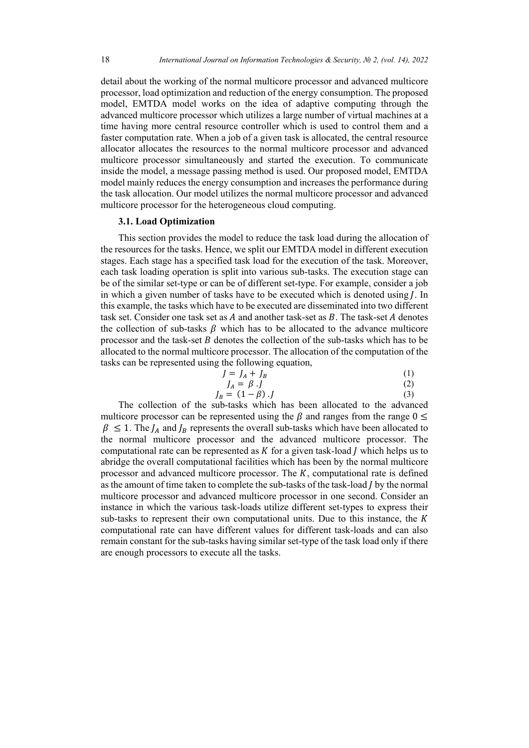detail about the working of the normal multicore processor and advanced multicore processor, load optimization and reduction of the energy consumption. The proposed model, EMTDA model works on the idea of adaptive computing through the advanced multicore processor which utilizes a large number of virtual machines at a time having more central resource controller which is used to control them and a faster computation rate. When a job of a given task is allocated, the central resource allocator allocates the resources to the normal multicore processor and advanced multicore processor simultaneously and started the execution. To communicate inside the model, a message passing method is used. Our proposed model, EMTDA model mainly reduces the energy consumption and increases the performance during the task allocation. Our model utilizes the normal multicore processor and advanced multicore processor for the heterogeneous cloud computing.

### 3.1. Load Optimization

This section provides the model to reduce the task load during the allocation of the resources for the tasks. Hence, we split our EMTDA model in different execution stages. Each stage has a specified task load for the execution of the task. Moreover, each task loading operation is split into various sub-tasks. The execution stage can be of the similar set-type or can be of different set-type. For example, consider a job in which a given number of tasks have to be executed which is denoted using $J$. In this example, the tasks which have to be executed are disseminated into two different task set. Consider one task set as $A$ and another task-set as $B$. The task-set $A$ denotes the collection of sub-tasks $\beta$ which has to be allocated to the advance multicore processor and the task-set $B$ denotes the collection of the sub-tasks which has to be allocated to the normal multicore processor. The allocation of the computation of the tasks can be represented using the following equation,

$$J = J_A + J_B \tag{1}$$

$$J_A = \beta . J \tag{2}$$

$$J_B = (1 - \beta) . J \tag{3}$$

The collection of the sub-tasks which has been allocated to the advanced multicore processor can be represented using the $\beta$ and ranges from the range $0 \leq \beta \leq 1$. The $J_A$ and $J_B$ represents the overall sub-tasks which have been allocated to the normal multicore processor and the advanced multicore processor. The computational rate can be represented as $K$ for a given task-load $J$ which helps us to abridge the overall computational facilities which has been by the normal multicore processor and advanced multicore processor. The $K$, computational rate is defined as the amount of time taken to complete the sub-tasks of the task-load $J$ by the normal multicore processor and advanced multicore processor in one second. Consider an instance in which the various task-loads utilize different set-types to express their sub-tasks to represent their own computational units. Due to this instance, the $K$ computational rate can have different values for different task-loads and can also remain constant for the sub-tasks having similar set-type of the task load only if there are enough processors to execute all the tasks.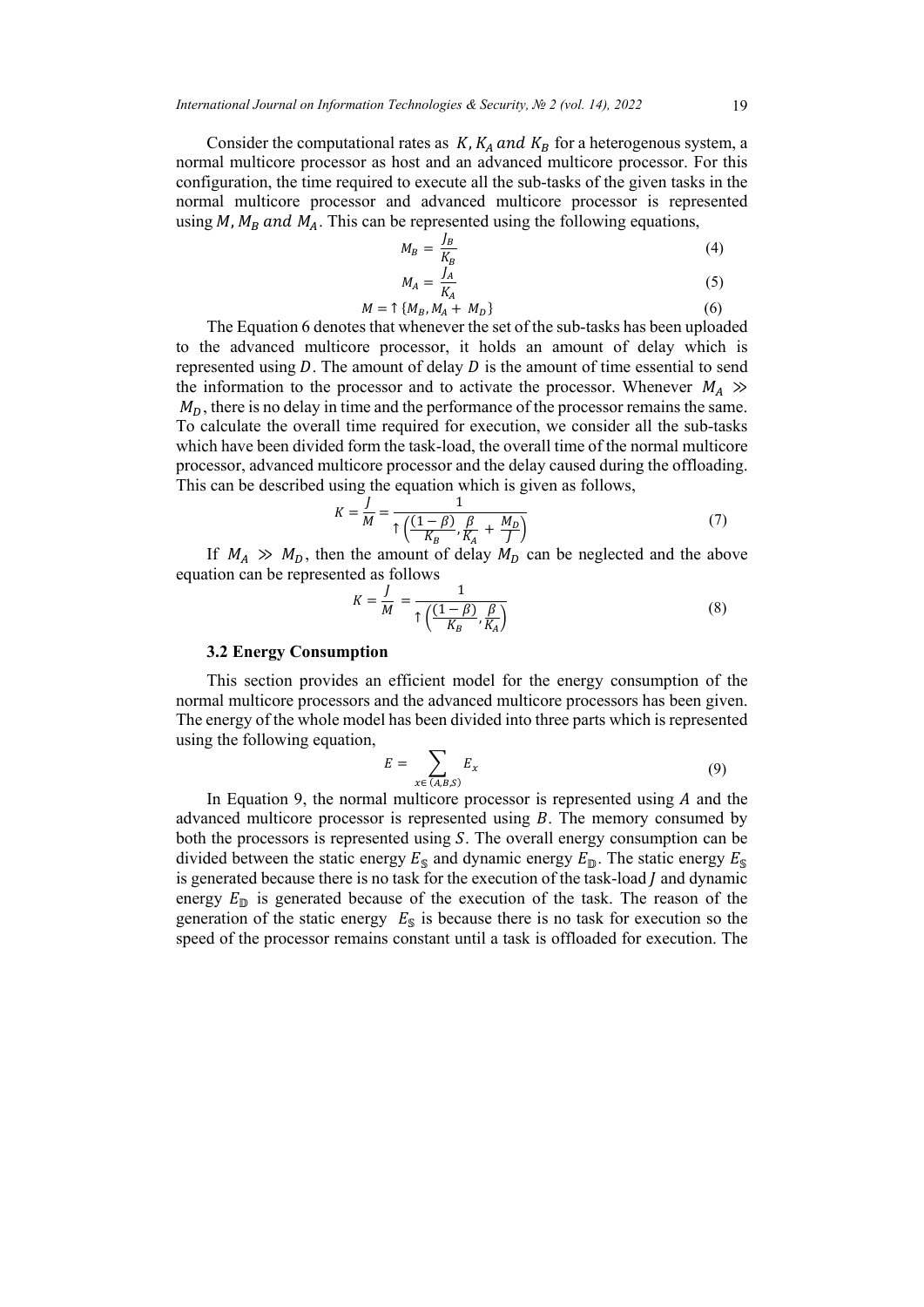Consider the computational rates as $K, K_A$ $and$ $K_B$ for a heterogenous system, a normal multicore processor as host and an advanced multicore processor. For this configuration, the time required to execute all the sub-tasks of the given tasks in the normal multicore processor and advanced multicore processor is represented using $M, M_B$ $and$ $M_A$. This can be represented using the following equations,

$$M_B = \frac{J_B}{K_B} \tag{4}$$

$$M_A = \frac{J_A}{K_A} \tag{5}$$

$$M = \uparrow \{M_B, M_A + M_D\} \tag{6}$$

The Equation 6 denotes that whenever the set of the sub-tasks has been uploaded to the advanced multicore processor, it holds an amount of delay which is represented using $D$. The amount of delay $D$ is the amount of time essential to send the information to the processor and to activate the processor. Whenever $M_A \gg M_D$, there is no delay in time and the performance of the processor remains the same. To calculate the overall time required for execution, we consider all the sub-tasks which have been divided form the task-load, the overall time of the normal multicore processor, advanced multicore processor and the delay caused during the offloading. This can be described using the equation which is given as follows,

$$K = \frac{J}{M} = \frac{1}{\uparrow \left( \frac{(1-\beta)}{K_B}, \frac{\beta}{K_A} + \frac{M_D}{J} \right)} \tag{7}$$

If $M_A \gg M_D$, then the amount of delay $M_D$ can be neglected and the above equation can be represented as follows

$$K = \frac{J}{M} = \frac{1}{\uparrow \left( \frac{(1-\beta)}{K_B}, \frac{\beta}{K_A} \right)} \tag{8}$$

### 3.2 Energy Consumption

This section provides an efficient model for the energy consumption of the normal multicore processors and the advanced multicore processors has been given. The energy of the whole model has been divided into three parts which is represented using the following equation,

$$E = \sum_{x \in (A,B,S)} E_x \tag{9}$$

In Equation 9, the normal multicore processor is represented using $A$ and the advanced multicore processor is represented using $B$. The memory consumed by both the processors is represented using $S$. The overall energy consumption can be divided between the static energy $E_{\mathbb{S}}$ and dynamic energy $E_{\mathbb{D}}$. The static energy $E_{\mathbb{S}}$ is generated because there is no task for the execution of the task-load $J$ and dynamic energy $E_{\mathbb{D}}$ is generated because of the execution of the task. The reason of the generation of the static energy $E_{\mathbb{S}}$ is because there is no task for execution so the speed of the processor remains constant until a task is offloaded for execution. The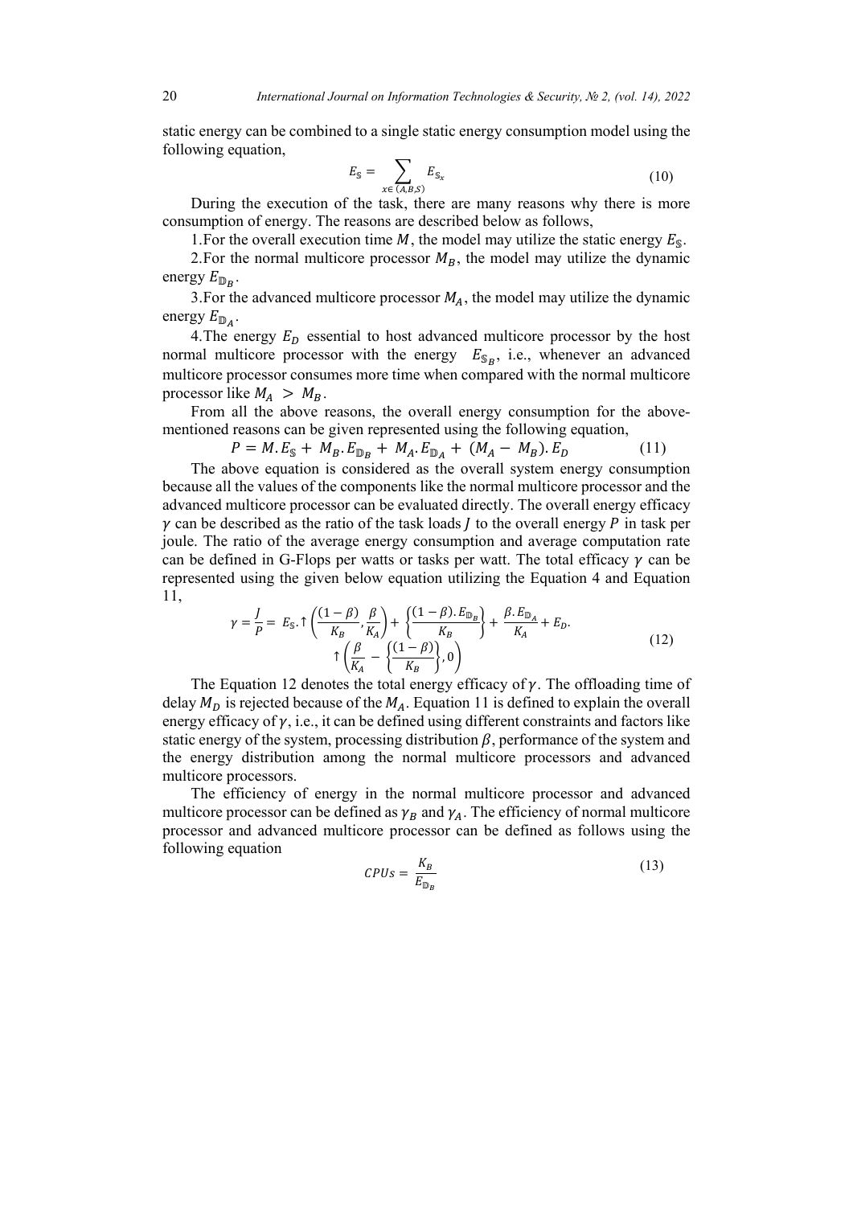static energy can be combined to a single static energy consumption model using the following equation,

$$E_{\mathbb{S}} = \sum_{x \in (A,B,S)} E_{\mathbb{S}_x} \tag{10}$$

During the execution of the task, there are many reasons why there is more consumption of energy. The reasons are described below as follows,

1. For the overall execution time $M$, the model may utilize the static energy $E_{\mathbb{S}}$.
2. For the normal multicore processor $M_B$, the model may utilize the dynamic energy $E_{\mathbb{D}_B}$.
3. For the advanced multicore processor $M_A$, the model may utilize the dynamic energy $E_{\mathbb{D}_A}$.
4. The energy $E_D$ essential to host advanced multicore processor by the host normal multicore processor with the energy $E_{\mathbb{S}_B}$, i.e., whenever an advanced multicore processor consumes more time when compared with the normal multicore processor like $M_A > M_B$.

From all the above reasons, the overall energy consumption for the above-mentioned reasons can be given represented using the following equation,

$$P = M.E_{\mathbb{S}} + M_B.E_{\mathbb{D}_B} + M_A.E_{\mathbb{D}_A} + (M_A - M_B).E_D \tag{11}$$

The above equation is considered as the overall system energy consumption because all the values of the components like the normal multicore processor and the advanced multicore processor can be evaluated directly. The overall energy efficacy $\gamma$ can be described as the ratio of the task loads $J$ to the overall energy $P$ in task per joule. The ratio of the average energy consumption and average computation rate can be defined in G-Flops per watts or tasks per watt. The total efficacy $\gamma$ can be represented using the given below equation utilizing the Equation 4 and Equation 11,

$$\gamma = \frac{J}{P} = E_{\mathbb{S}}.\uparrow\left(\frac{(1-\beta)}{K_B}, \frac{\beta}{K_A}\right) + \left\{\frac{(1-\beta).E_{\mathbb{D}_B}}{K_B}\right\} + \frac{\beta.E_{\mathbb{D}_A}}{K_A} + E_D. \uparrow\left(\frac{\beta}{K_A} - \left\{\frac{(1-\beta)}{K_B}\right\}, 0\right) \tag{12}$$

The Equation 12 denotes the total energy efficacy of $\gamma$. The offloading time of delay $M_D$ is rejected because of the $M_A$. Equation 11 is defined to explain the overall energy efficacy of $\gamma$, i.e., it can be defined using different constraints and factors like static energy of the system, processing distribution $\beta$, performance of the system and the energy distribution among the normal multicore processors and advanced multicore processors.

The efficiency of energy in the normal multicore processor and advanced multicore processor can be defined as $\gamma_B$ and $\gamma_A$. The efficiency of normal multicore processor and advanced multicore processor can be defined as follows using the following equation

$$CPUs = \frac{K_B}{E_{\mathbb{D}_B}} \tag{13}$$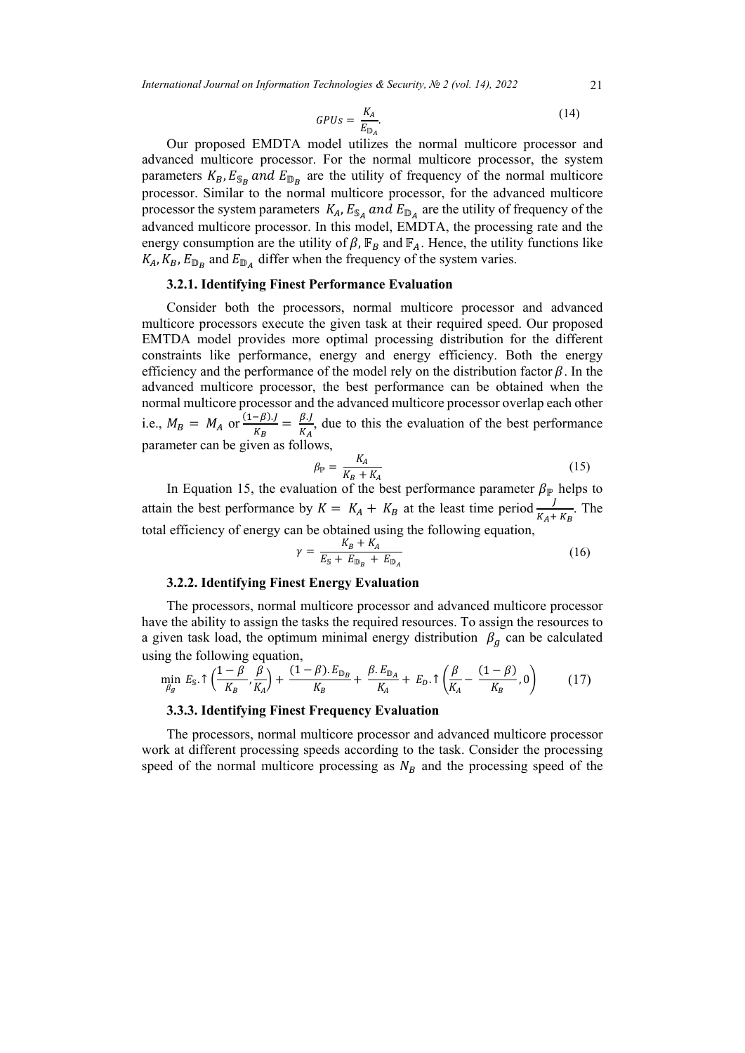$$GPUs = \frac{K_A}{E_{\mathbb{D}_A}}. \tag{14}$$

Our proposed EMDTA model utilizes the normal multicore processor and advanced multicore processor. For the normal multicore processor, the system parameters $K_B, E_{\mathbb{S}_B}$ $and$ $E_{\mathbb{D}_B}$ are the utility of frequency of the normal multicore processor. Similar to the normal multicore processor, for the advanced multicore processor the system parameters $K_A, E_{\mathbb{S}_A}$ $and$ $E_{\mathbb{D}_A}$ are the utility of frequency of the advanced multicore processor. In this model, EMDTA, the processing rate and the energy consumption are the utility of $\beta$, $\mathbb{F}_B$ and $\mathbb{F}_A$. Hence, the utility functions like $K_A, K_B, E_{\mathbb{D}_B}$ and $E_{\mathbb{D}_A}$ differ when the frequency of the system varies.

### 3.2.1. Identifying Finest Performance Evaluation

Consider both the processors, normal multicore processor and advanced multicore processors execute the given task at their required speed. Our proposed EMTDA model provides more optimal processing distribution for the different constraints like performance, energy and energy efficiency. Both the energy efficiency and the performance of the model rely on the distribution factor $\beta$. In the advanced multicore processor, the best performance can be obtained when the normal multicore processor and the advanced multicore processor overlap each other i.e., $M_B = M_A$ or $\frac{(1-\beta).J}{K_B} = \frac{\beta.J}{K_A}$, due to this the evaluation of the best performance parameter can be given as follows,

$$\beta_{\mathbb{P}} = \frac{K_A}{K_B + K_A} \tag{15}$$

In Equation 15, the evaluation of the best performance parameter $\beta_{\mathbb{P}}$ helps to attain the best performance by $K = K_A + K_B$ at the least time period $\frac{J}{K_A + K_B}$. The total efficiency of energy can be obtained using the following equation,

$$\gamma = \frac{K_B + K_A}{E_{\mathbb{S}} + E_{\mathbb{D}_B} + E_{\mathbb{D}_A}} \tag{16}$$

### 3.2.2. Identifying Finest Energy Evaluation

The processors, normal multicore processor and advanced multicore processor have the ability to assign the tasks the required resources. To assign the resources to a given task load, the optimum minimal energy distribution $\beta_g$ can be calculated using the following equation,

$$\min_{\beta_g} E_{\mathbb{S}}.\uparrow\left(\frac{1-\beta}{K_B}, \frac{\beta}{K_A}\right) + \frac{(1-\beta).E_{\mathbb{D}_B}}{K_B} + \frac{\beta.E_{\mathbb{D}_A}}{K_A} + E_D.\uparrow\left(\frac{\beta}{K_A} - \frac{(1-\beta)}{K_B}, 0\right) \tag{17}$$

### 3.3.3. Identifying Finest Frequency Evaluation

The processors, normal multicore processor and advanced multicore processor work at different processing speeds according to the task. Consider the processing speed of the normal multicore processing as $N_B$ and the processing speed of the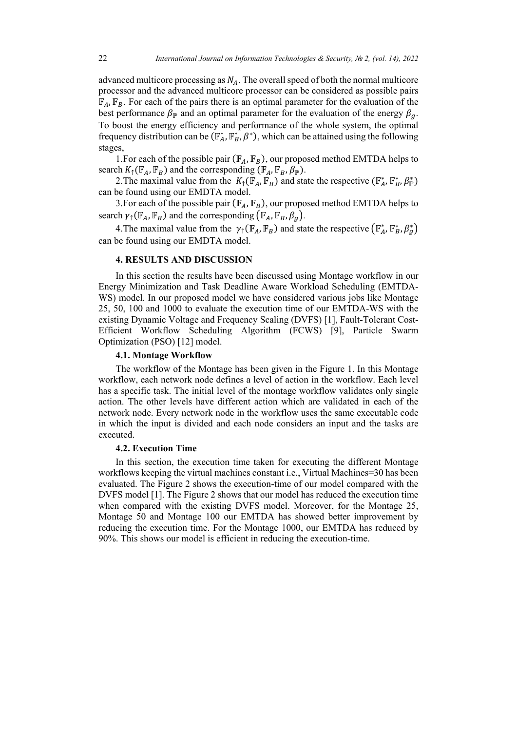advanced multicore processing as $N_A$. The overall speed of both the normal multicore processor and the advanced multicore processor can be considered as possible pairs $\mathbb{F}_A, \mathbb{F}_B$. For each of the pairs there is an optimal parameter for the evaluation of the best performance $\beta_{\mathbb{P}}$ and an optimal parameter for the evaluation of the energy $\beta_g$. To boost the energy efficiency and performance of the whole system, the optimal frequency distribution can be $(\mathbb{F}_A^*, \mathbb{F}_B^*, \beta^*)$, which can be attained using the following stages,

1. For each of the possible pair $(\mathbb{F}_A, \mathbb{F}_B)$, our proposed method EMTDA helps to search $K_{\uparrow}(\mathbb{F}_A, \mathbb{F}_B)$ and the corresponding $(\mathbb{F}_A, \mathbb{F}_B, \beta_{\mathbb{P}})$.
2. The maximal value from the $K_{\uparrow}(\mathbb{F}_A, \mathbb{F}_B)$ and state the respective $(\mathbb{F}_A^*, \mathbb{F}_B^*, \beta_{\mathbb{P}}^*)$ can be found using our EMDTA model.
3. For each of the possible pair $(\mathbb{F}_A, \mathbb{F}_B)$, our proposed method EMTDA helps to search $\gamma_{\uparrow}(\mathbb{F}_A, \mathbb{F}_B)$ and the corresponding $(\mathbb{F}_A, \mathbb{F}_B, \beta_g)$.
4. The maximal value from the $\gamma_{\uparrow}(\mathbb{F}_A, \mathbb{F}_B)$ and state the respective $(\mathbb{F}_A^*, \mathbb{F}_B^*, \beta_g^*)$ can be found using our EMDTA model.

## 4. RESULTS AND DISCUSSION

In this section the results have been discussed using Montage workflow in our Energy Minimization and Task Deadline Aware Workload Scheduling (EMTDA-WS) model. In our proposed model we have considered various jobs like Montage 25, 50, 100 and 1000 to evaluate the execution time of our EMTDA-WS with the existing Dynamic Voltage and Frequency Scaling (DVFS) [1], Fault-Tolerant Cost-Efficient Workflow Scheduling Algorithm (FCWS) [9], Particle Swarm Optimization (PSO) [12] model.

### 4.1. Montage Workflow

The workflow of the Montage has been given in the Figure 1. In this Montage workflow, each network node defines a level of action in the workflow. Each level has a specific task. The initial level of the montage workflow validates only single action. The other levels have different action which are validated in each of the network node. Every network node in the workflow uses the same executable code in which the input is divided and each node considers an input and the tasks are executed.

### 4.2. Execution Time

In this section, the execution time taken for executing the different Montage workflows keeping the virtual machines constant i.e., Virtual Machines=30 has been evaluated. The Figure 2 shows the execution-time of our model compared with the DVFS model [1]. The Figure 2 shows that our model has reduced the execution time when compared with the existing DVFS model. Moreover, for the Montage 25, Montage 50 and Montage 100 our EMTDA has showed better improvement by reducing the execution time. For the Montage 1000, our EMTDA has reduced by 90%. This shows our model is efficient in reducing the execution-time.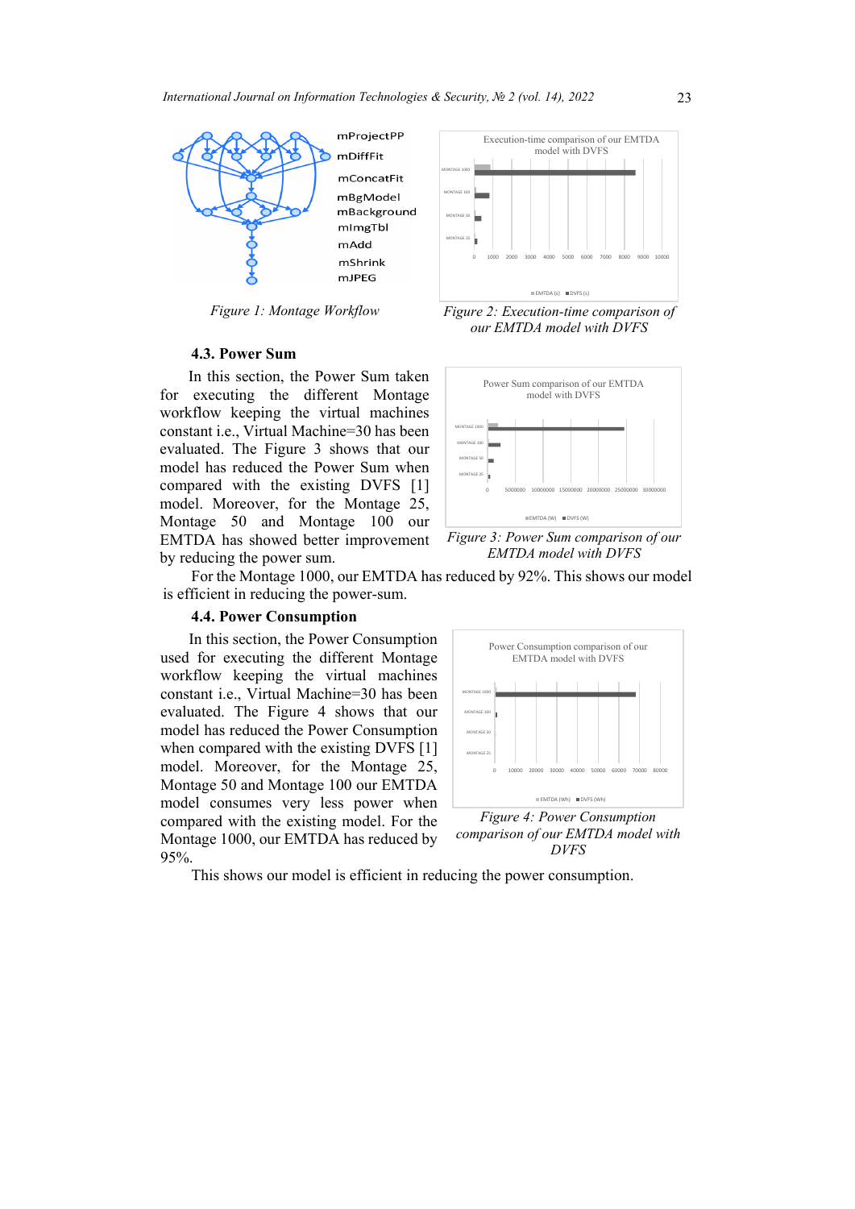mProjectPP
mDiffFit
mConcatFit
mBgModel
mBackground
mImgTbl
mAdd
mShrink
mJPEG

*Figure 1: Montage Workflow*

Execution-time comparison of our EMTDA model with DVFS

MONTAGE 1000
MONTAGE 100
MONTAGE 50
MONTAGE 25

0 1000 2000 3000 4000 5000 6000 7000 8000 9000 10000

EMTDA (s) DVFS (s)

*Figure 2: Execution-time comparison of our EMTDA model with DVFS*

### 4.3. Power Sum

In this section, the Power Sum taken for executing the different Montage workflow keeping the virtual machines constant i.e., Virtual Machine=30 has been evaluated. The Figure 3 shows that our model has reduced the Power Sum when compared with the existing DVFS [1] model. Moreover, for the Montage 25, Montage 50 and Montage 100 our EMTDA has showed better improvement by reducing the power sum.

Power Sum comparison of our EMTDA model with DVFS

MONTAGE 1000
MONTAGE 100
MONTAGE 50
MONTAGE 25

0 5000000 10000000 15000000 20000000 25000000 30000000

EMTDA (W) DVFS (W)

*Figure 3: Power Sum comparison of our EMTDA model with DVFS*

For the Montage 1000, our EMTDA has reduced by 92%. This shows our model is efficient in reducing the power-sum.

### 4.4. Power Consumption

In this section, the Power Consumption used for executing the different Montage workflow keeping the virtual machines constant i.e., Virtual Machine=30 has been evaluated. The Figure 4 shows that our model has reduced the Power Consumption when compared with the existing DVFS [1] model. Moreover, for the Montage 25, Montage 50 and Montage 100 our EMTDA model consumes very less power when compared with the existing model. For the Montage 1000, our EMTDA has reduced by 95%.

Power Consumption comparison of our EMTDA model with DVFS

MONTAGE 1000
MONTAGE 100
MONTAGE 50
MONTAGE 25

0 10000 20000 30000 40000 50000 60000 70000 80000

EMTDA (Wh) DVFS (Wh)

*Figure 4: Power Consumption comparison of our EMTDA model with DVFS*

This shows our model is efficient in reducing the power consumption.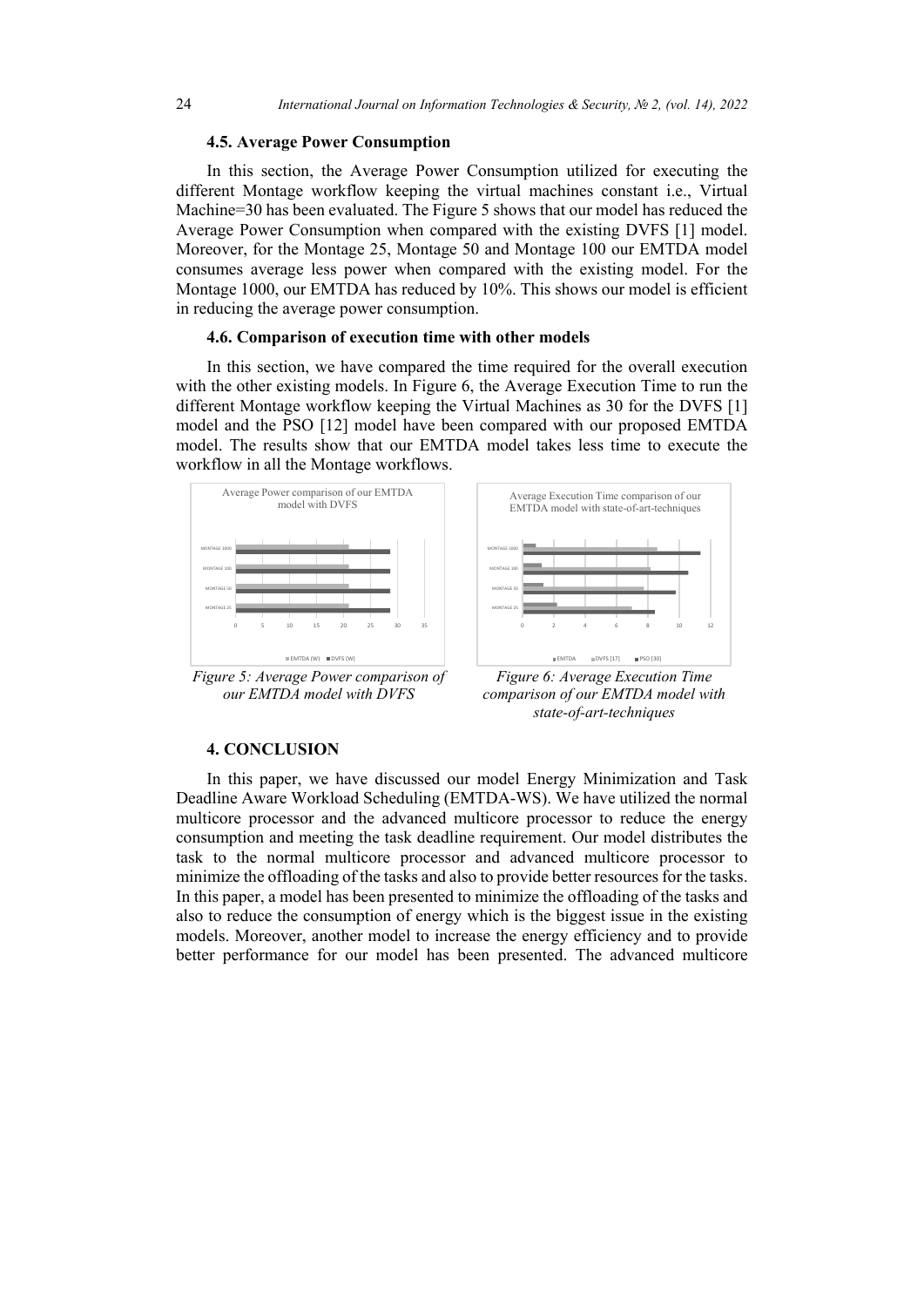### 4.5. Average Power Consumption

In this section, the Average Power Consumption utilized for executing the different Montage workflow keeping the virtual machines constant i.e., Virtual Machine=30 has been evaluated. The Figure 5 shows that our model has reduced the Average Power Consumption when compared with the existing DVFS [1] model. Moreover, for the Montage 25, Montage 50 and Montage 100 our EMTDA model consumes average less power when compared with the existing model. For the Montage 1000, our EMTDA has reduced by 10%. This shows our model is efficient in reducing the average power consumption.

### 4.6. Comparison of execution time with other models

In this section, we have compared the time required for the overall execution with the other existing models. In Figure 6, the Average Execution Time to run the different Montage workflow keeping the Virtual Machines as 30 for the DVFS [1] model and the PSO [12] model have been compared with our proposed EMTDA model. The results show that our EMTDA model takes less time to execute the workflow in all the Montage workflows.

Average Power comparison of our EMTDA model with DVFS

MONTAGE 1000
MONTAGE 100
MONTAGE 50
MONTAGE 25

0 5 10 15 20 25 30 35

EMTDA (W) DVFS (W)

*Figure 5: Average Power comparison of our EMTDA model with DVFS*

Average Execution Time comparison of our EMTDA model with state-of-art-techniques

MONTAGE 1000
MONTAGE 100
MONTAGE 50
MONTAGE 25

0 2 4 6 8 10 12

EMTDA DVFS [17] PSO [30]

*Figure 6: Average Execution Time comparison of our EMTDA model with state-of-art-techniques*

### 4. CONCLUSION

In this paper, we have discussed our model Energy Minimization and Task Deadline Aware Workload Scheduling (EMTDA-WS). We have utilized the normal multicore processor and the advanced multicore processor to reduce the energy consumption and meeting the task deadline requirement. Our model distributes the task to the normal multicore processor and advanced multicore processor to minimize the offloading of the tasks and also to provide better resources for the tasks. In this paper, a model has been presented to minimize the offloading of the tasks and also to reduce the consumption of energy which is the biggest issue in the existing models. Moreover, another model to increase the energy efficiency and to provide better performance for our model has been presented. The advanced multicore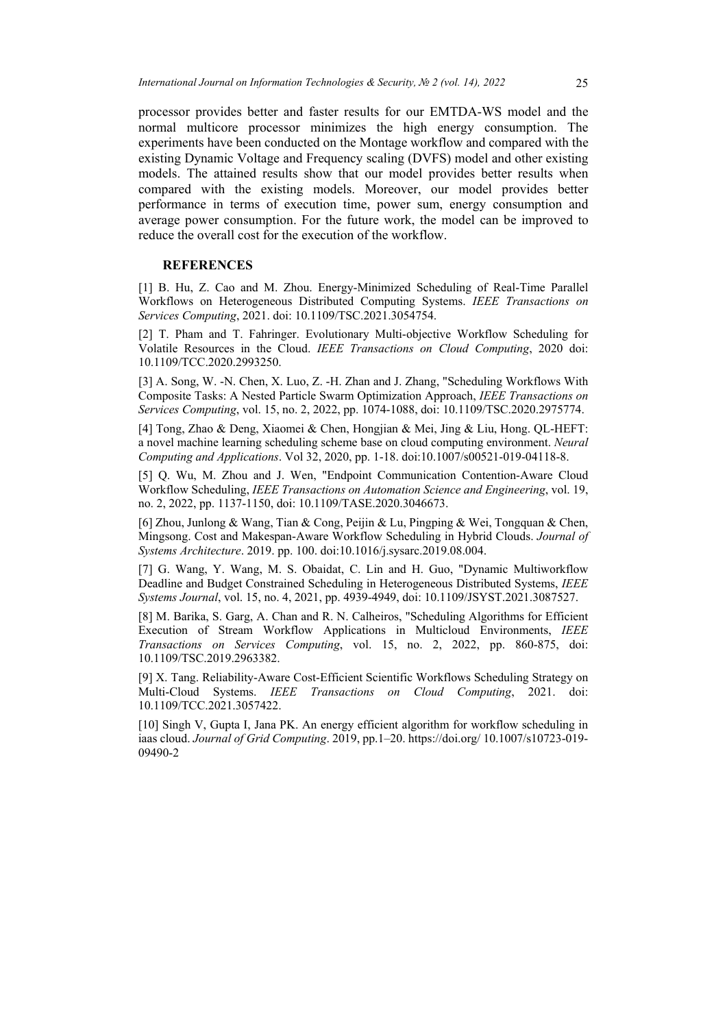processor provides better and faster results for our EMTDA-WS model and the normal multicore processor minimizes the high energy consumption. The experiments have been conducted on the Montage workflow and compared with the existing Dynamic Voltage and Frequency scaling (DVFS) model and other existing models. The attained results show that our model provides better results when compared with the existing models. Moreover, our model provides better performance in terms of execution time, power sum, energy consumption and average power consumption. For the future work, the model can be improved to reduce the overall cost for the execution of the workflow.

## REFERENCES

[1] B. Hu, Z. Cao and M. Zhou. Energy-Minimized Scheduling of Real-Time Parallel Workflows on Heterogeneous Distributed Computing Systems. *IEEE Transactions on Services Computing*, 2021. doi: 10.1109/TSC.2021.3054754.

[2] T. Pham and T. Fahringer. Evolutionary Multi-objective Workflow Scheduling for Volatile Resources in the Cloud. *IEEE Transactions on Cloud Computing*, 2020 doi: 10.1109/TCC.2020.2993250.

[3] A. Song, W. -N. Chen, X. Luo, Z. -H. Zhan and J. Zhang, "Scheduling Workflows With Composite Tasks: A Nested Particle Swarm Optimization Approach, *IEEE Transactions on Services Computing*, vol. 15, no. 2, 2022, pp. 1074-1088, doi: 10.1109/TSC.2020.2975774.

[4] Tong, Zhao & Deng, Xiaomei & Chen, Hongjian & Mei, Jing & Liu, Hong. QL-HEFT: a novel machine learning scheduling scheme base on cloud computing environment. *Neural Computing and Applications*. Vol 32, 2020, pp. 1-18. doi:10.1007/s00521-019-04118-8.

[5] Q. Wu, M. Zhou and J. Wen, "Endpoint Communication Contention-Aware Cloud Workflow Scheduling, *IEEE Transactions on Automation Science and Engineering*, vol. 19, no. 2, 2022, pp. 1137-1150, doi: 10.1109/TASE.2020.3046673.

[6] Zhou, Junlong & Wang, Tian & Cong, Peijin & Lu, Pingping & Wei, Tongquan & Chen, Mingsong. Cost and Makespan-Aware Workflow Scheduling in Hybrid Clouds. *Journal of Systems Architecture*. 2019. pp. 100. doi:10.1016/j.sysarc.2019.08.004.

[7] G. Wang, Y. Wang, M. S. Obaidat, C. Lin and H. Guo, "Dynamic Multiworkflow Deadline and Budget Constrained Scheduling in Heterogeneous Distributed Systems, *IEEE Systems Journal*, vol. 15, no. 4, 2021, pp. 4939-4949, doi: 10.1109/JSYST.2021.3087527.

[8] M. Barika, S. Garg, A. Chan and R. N. Calheiros, "Scheduling Algorithms for Efficient Execution of Stream Workflow Applications in Multicloud Environments, *IEEE Transactions on Services Computing*, vol. 15, no. 2, 2022, pp. 860-875, doi: 10.1109/TSC.2019.2963382.

[9] X. Tang. Reliability-Aware Cost-Efficient Scientific Workflows Scheduling Strategy on Multi-Cloud Systems. *IEEE Transactions on Cloud Computing*, 2021. doi: 10.1109/TCC.2021.3057422.

[10] Singh V, Gupta I, Jana PK. An energy efficient algorithm for workflow scheduling in iaas cloud. *Journal of Grid Computing*. 2019, pp.1–20. https://doi.org/ 10.1007/s10723-019-09490-2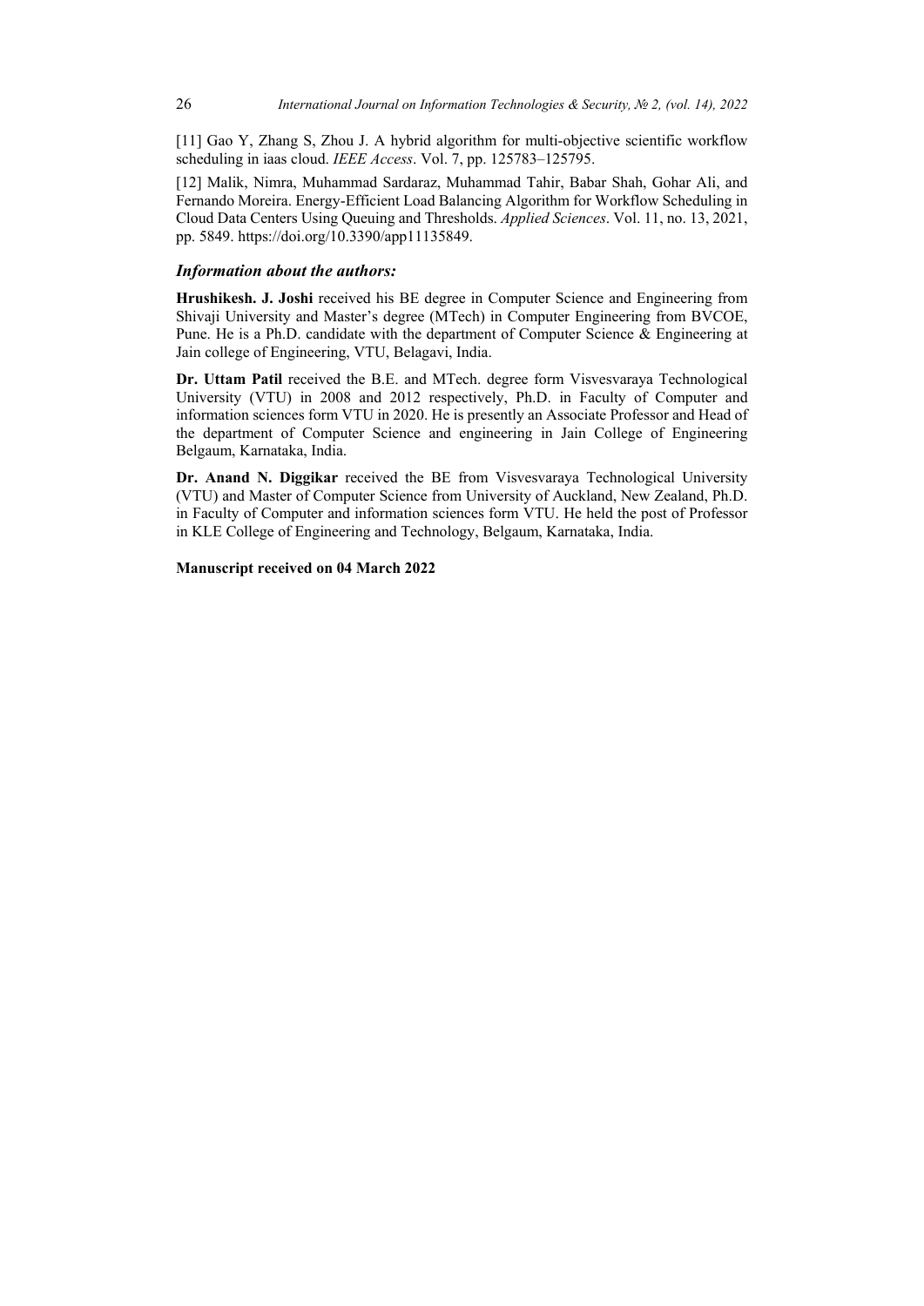[11] Gao Y, Zhang S, Zhou J. A hybrid algorithm for multi-objective scientific workflow scheduling in iaas cloud. *IEEE Access*. Vol. 7, pp. 125783–125795.

[12] Malik, Nimra, Muhammad Sardaraz, Muhammad Tahir, Babar Shah, Gohar Ali, and Fernando Moreira. Energy-Efficient Load Balancing Algorithm for Workflow Scheduling in Cloud Data Centers Using Queuing and Thresholds. *Applied Sciences*. Vol. 11, no. 13, 2021, pp. 5849. https://doi.org/10.3390/app11135849.

### *Information about the authors:*

**Hrushikesh. J. Joshi** received his BE degree in Computer Science and Engineering from Shivaji University and Master's degree (MTech) in Computer Engineering from BVCOE, Pune. He is a Ph.D. candidate with the department of Computer Science & Engineering at Jain college of Engineering, VTU, Belagavi, India.

**Dr. Uttam Patil** received the B.E. and MTech. degree form Visvesvaraya Technological University (VTU) in 2008 and 2012 respectively, Ph.D. in Faculty of Computer and information sciences form VTU in 2020. He is presently an Associate Professor and Head of the department of Computer Science and engineering in Jain College of Engineering Belgaum, Karnataka, India.

**Dr. Anand N. Diggikar** received the BE from Visvesvaraya Technological University (VTU) and Master of Computer Science from University of Auckland, New Zealand, Ph.D. in Faculty of Computer and information sciences form VTU. He held the post of Professor in KLE College of Engineering and Technology, Belgaum, Karnataka, India.

**Manuscript received on 04 March 2022**